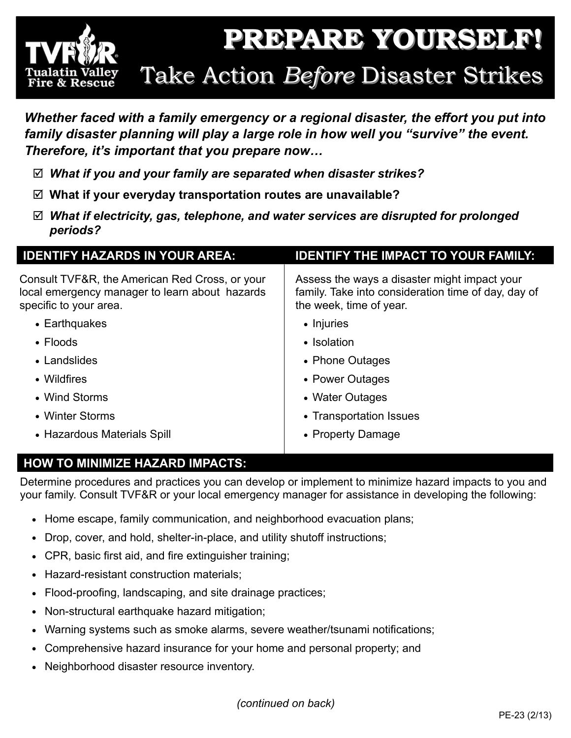# PREPARE YOURSELF!

## Take Action *Before* Disaster Strikes

Tualatin Valley Fire & Rescue

***Whether faced with a family emergency or a regional disaster, the effort you put into family disaster planning will play a large role in how well you "survive" the event. Therefore, it's important that you prepare now…***

- ☑ ***What if you and your family are separated when disaster strikes?***
- ☑ **What if your everyday transportation routes are unavailable?**
- ☑ ***What if electricity, gas, telephone, and water services are disrupted for prolonged periods?***

## IDENTIFY HAZARDS IN YOUR AREA:

Consult TVF&R, the American Red Cross, or your local emergency manager to learn about hazards specific to your area.

- Earthquakes
- Floods
- Landslides
- Wildfires
- Wind Storms
- Winter Storms
- Hazardous Materials Spill

## IDENTIFY THE IMPACT TO YOUR FAMILY:

Assess the ways a disaster might impact your family. Take into consideration time of day, day of the week, time of year.

- Injuries
- Isolation
- Phone Outages
- Power Outages
- Water Outages
- Transportation Issues
- Property Damage

## HOW TO MINIMIZE HAZARD IMPACTS:

Determine procedures and practices you can develop or implement to minimize hazard impacts to you and your family. Consult TVF&R or your local emergency manager for assistance in developing the following:

- Home escape, family communication, and neighborhood evacuation plans;
- Drop, cover, and hold, shelter-in-place, and utility shutoff instructions;
- CPR, basic first aid, and fire extinguisher training;
- Hazard-resistant construction materials;
- Flood-proofing, landscaping, and site drainage practices;
- Non-structural earthquake hazard mitigation;
- Warning systems such as smoke alarms, severe weather/tsunami notifications;
- Comprehensive hazard insurance for your home and personal property; and
- Neighborhood disaster resource inventory.

*(continued on back)*

PE-23 (2/13)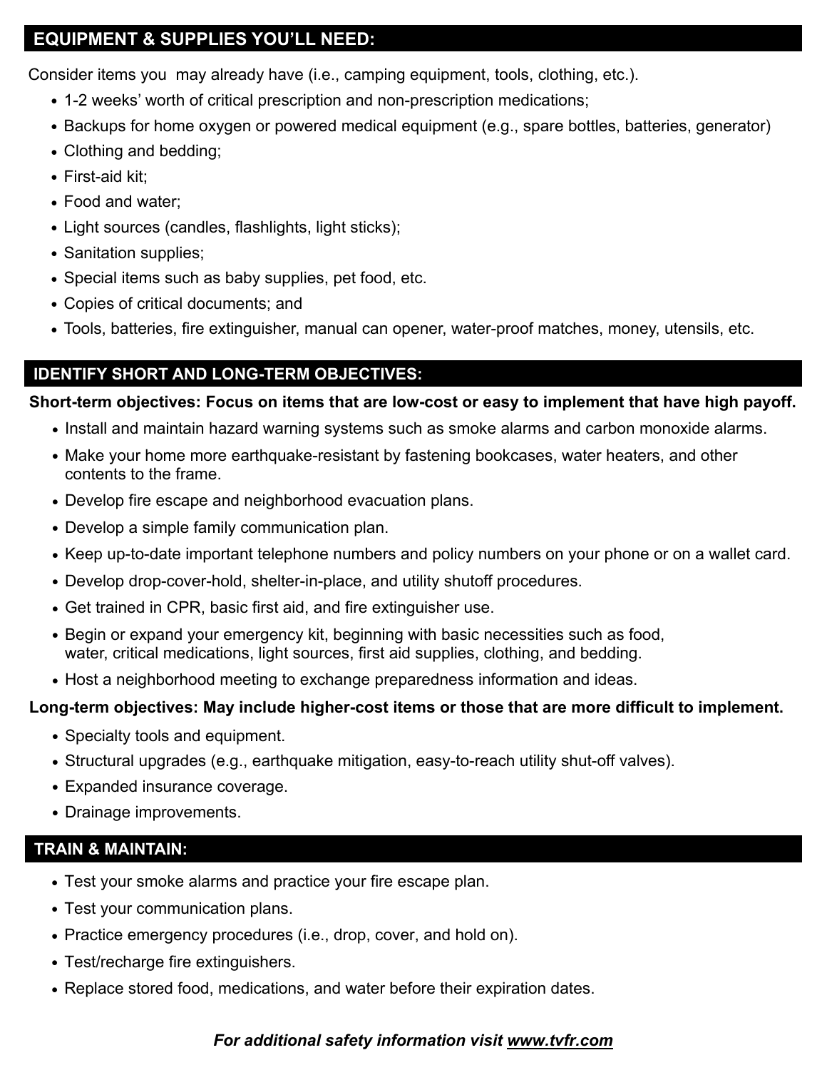## EQUIPMENT & SUPPLIES YOU'LL NEED:

Consider items you may already have (i.e., camping equipment, tools, clothing, etc.).

- 1-2 weeks' worth of critical prescription and non-prescription medications;
- Backups for home oxygen or powered medical equipment (e.g., spare bottles, batteries, generator)
- Clothing and bedding;
- First-aid kit;
- Food and water;
- Light sources (candles, flashlights, light sticks);
- Sanitation supplies;
- Special items such as baby supplies, pet food, etc.
- Copies of critical documents; and
- Tools, batteries, fire extinguisher, manual can opener, water-proof matches, money, utensils, etc.

## IDENTIFY SHORT AND LONG-TERM OBJECTIVES:

**Short-term objectives: Focus on items that are low-cost or easy to implement that have high payoff.**

- Install and maintain hazard warning systems such as smoke alarms and carbon monoxide alarms.
- Make your home more earthquake-resistant by fastening bookcases, water heaters, and other contents to the frame.
- Develop fire escape and neighborhood evacuation plans.
- Develop a simple family communication plan.
- Keep up-to-date important telephone numbers and policy numbers on your phone or on a wallet card.
- Develop drop-cover-hold, shelter-in-place, and utility shutoff procedures.
- Get trained in CPR, basic first aid, and fire extinguisher use.
- Begin or expand your emergency kit, beginning with basic necessities such as food, water, critical medications, light sources, first aid supplies, clothing, and bedding.
- Host a neighborhood meeting to exchange preparedness information and ideas.

**Long-term objectives: May include higher-cost items or those that are more difficult to implement.**

- Specialty tools and equipment.
- Structural upgrades (e.g., earthquake mitigation, easy-to-reach utility shut-off valves).
- Expanded insurance coverage.
- Drainage improvements.

## TRAIN & MAINTAIN:

- Test your smoke alarms and practice your fire escape plan.
- Test your communication plans.
- Practice emergency procedures (i.e., drop, cover, and hold on).
- Test/recharge fire extinguishers.
- Replace stored food, medications, and water before their expiration dates.

***For additional safety information visit www.tvfr.com***